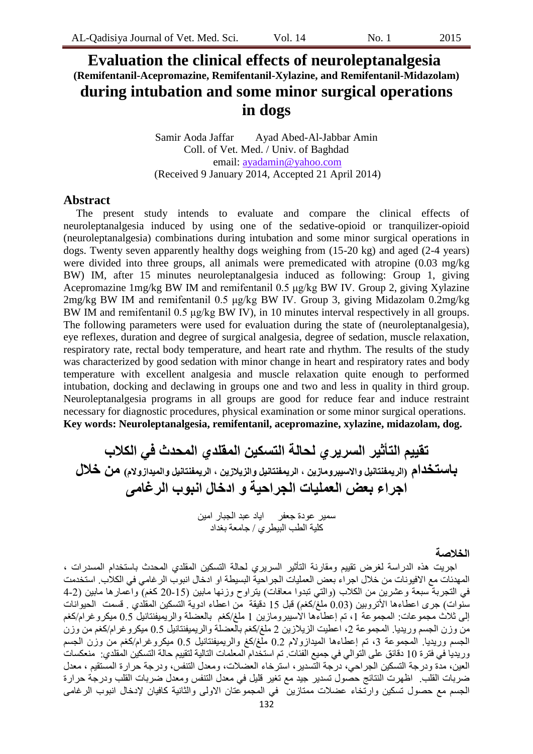# Evaluation the clinical effects of neuroleptanalgesia

**(Remifentanil-Acepromazine, Remifentanil-Xylazine, and Remifentanil-Midazolam)**

# during intubation and some minor surgical operations in dogs

Samir Aoda Jaffar     Ayad Abed-Al-Jabbar Amin

Coll. of Vet. Med. / Univ. of Baghdad

email: ayadamin@yahoo.com

(Received 9 January 2014, Accepted 21 April 2014)

## Abstract

The present study intends to evaluate and compare the clinical effects of neuroleptanalgesia induced by using one of the sedative-opioid or tranquilizer-opioid (neuroleptanalgesia) combinations during intubation and some minor surgical operations in dogs. Twenty seven apparently healthy dogs weighing from (15-20 kg) and aged (2-4 years) were divided into three groups, all animals were premedicated with atropine (0.03 mg/kg BW) IM, after 15 minutes neuroleptanalgesia induced as following: Group 1, giving Acepromazine 1mg/kg BW IM and remifentanil 0.5 µg/kg BW IV. Group 2, giving Xylazine 2mg/kg BW IM and remifentanil 0.5 µg/kg BW IV. Group 3, giving Midazolam 0.2mg/kg BW IM and remifentanil 0.5 µg/kg BW IV), in 10 minutes interval respectively in all groups. The following parameters were used for evaluation during the state of (neuroleptanalgesia), eye reflexes, duration and degree of surgical analgesia, degree of sedation, muscle relaxation, respiratory rate, rectal body temperature, and heart rate and rhythm. The results of the study was characterized by good sedation with minor change in heart and respiratory rates and body temperature with excellent analgesia and muscle relaxation quite enough to performed intubation, docking and declawing in groups one and two and less in quality in third group. Neuroleptanalgesia programs in all groups are good for reduce fear and induce restraint necessary for diagnostic procedures, physical examination or some minor surgical operations.

**Key words: Neuroleptanalgesia, remifentanil, acepromazine, xylazine, midazolam, dog.**

# تقييم التأثير السريري لحالة التسكين المقلدي المحدث في الكلاب باستخدام (الريمفنتانيل والاسيبرومازين ، الريمفنتانيل والزيلازين ، الريمفنتانيل والميدازولام) من خلال اجراء بعض العمليات الجراحية و ادخال انبوب الرغامى

سمير عودة جعفر     اياد عبد الجبار امين

كلية الطب البيطري / جامعة بغداد

## الخلاصة

اجريت هذه الدراسة لغرض تقييم ومقارنة التأثير السريري لحالة التسكين المقلدي المحدث باستخدام المسدرات ، المهدئات مع الافيونات من خلال اجراء بعض العمليات الجراحية البسيطة او ادخال انبوب الرغامي في الكلاب. استخدمت في التجربة سبعة وعشرين من الكلاب (والتي تبدوا معافات) يتراوح وزنها مابين (15-20 كغم) وأعمارها مابين (2-4 سنوات) جرى اعطاءها الأتروبين (0.03 ملغ/كغم) قبل 15 دقيقة من اعطاء ادوية التسكين المقلدي . قسمت الحيوانات إلى ثلاث مجموعات: المجموعة 1، تم إعطاءها الاسيبرومازين 1 ملغ/كغم بالعضلة والريميفنتانيل 0.5 ميكروغرام/كغم من وزن الجسم وريديا. المجموعة 2، اعطيت الزيلازين 2 ملغ/كغم بالعضلة والريميفنتانيل 0.5 ميكروغرام/كغم من وزن الجسم وريديا. المجموعة 3، تم إعطاءها الميدازولام 0.2 ملغ/كغ والريميفنتانيل 0.5 ميكروغرام/كغم من وزن الجسم وريديا في فترة 10 دقائق على التوالي في جميع الفئات. تم استخدام المعلمات التالية لتقييم حالة التسكين المقلدي: منعكسات العين، مدة ودرجة التسكين الجراحي، درجة التسدير، استرخاء العضلات، ومعدل التنفس، ودرجة حرارة المستقيم ، معدل ضربات القلب. اظهرت النتائج حصول تسدير جيد مع تغير قليل في معدل التنفس ومعدل ضربات القلب ودرجة حرارة الجسم مع حصول تسكين وارتخاء عضلات ممتازين في المجموعتان الاولى والثانية كافيان لإدخال انبوب الرغامى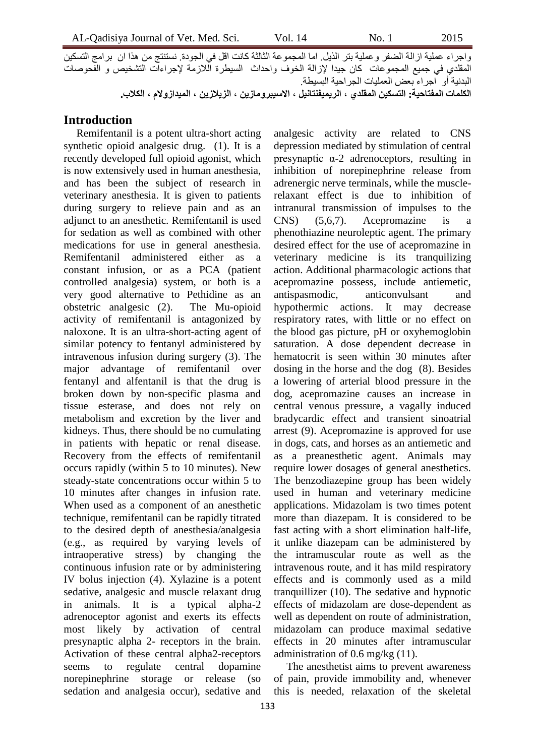واجراء عملية ازالة الضفر وعملية بتر الذيل. اما المجموعة الثالثة كانت اقل في الجودة. نستنتج من هذا ان برامج التسكين المقلدي في جميع المجموعات كان جيدا لإزالة الخوف واحداث السيطرة اللازمة لإجراءات التشخيص و الفحوصات البدنية أو اجراء بعض العمليات الجراحية البسيطة.

**الكلمات المفتاحية: التسكين المقلدي ، الريميفنتانيل ، الاسيبرومازين ، الزيلازين ، الميدازولام ، الكلاب.**

## Introduction

Remifentanil is a potent ultra-short acting synthetic opioid analgesic drug. (1). It is a recently developed full opioid agonist, which is now extensively used in human anesthesia, and has been the subject of research in veterinary anesthesia. It is given to patients during surgery to relieve pain and as an adjunct to an anesthetic. Remifentanil is used for sedation as well as combined with other medications for use in general anesthesia. Remifentanil administered either as a constant infusion, or as a PCA (patient controlled analgesia) system, or both is a very good alternative to Pethidine as an obstetric analgesic (2). The Mu-opioid activity of remifentanil is antagonized by naloxone. It is an ultra-short-acting agent of similar potency to fentanyl administered by intravenous infusion during surgery (3). The major advantage of remifentanil over fentanyl and alfentanil is that the drug is broken down by non-specific plasma and tissue esterase, and does not rely on metabolism and excretion by the liver and kidneys. Thus, there should be no cumulating in patients with hepatic or renal disease. Recovery from the effects of remifentanil occurs rapidly (within 5 to 10 minutes). New steady-state concentrations occur within 5 to 10 minutes after changes in infusion rate. When used as a component of an anesthetic technique, remifentanil can be rapidly titrated to the desired depth of anesthesia/analgesia (e.g., as required by varying levels of intraoperative stress) by changing the continuous infusion rate or by administering IV bolus injection (4). Xylazine is a potent sedative, analgesic and muscle relaxant drug in animals. It is a typical alpha-2 adrenoceptor agonist and exerts its effects most likely by activation of central presynaptic alpha 2- receptors in the brain. Activation of these central alpha2-receptors seems to regulate central dopamine norepinephrine storage or release (so sedation and analgesia occur), sedative and analgesic activity are related to CNS depression mediated by stimulation of central presynaptic $\alpha$-2 adrenoceptors, resulting in inhibition of norepinephrine release from adrenergic nerve terminals, while the muscle-relaxant effect is due to inhibition of intranural transmission of impulses to the CNS) (5,6,7). Acepromazine is a phenothiazine neuroleptic agent. The primary desired effect for the use of acepromazine in veterinary medicine is its tranquilizing action. Additional pharmacologic actions that acepromazine possess, include antiemetic, antispasmodic, anticonvulsant and hypothermic actions. It may decrease respiratory rates, with little or no effect on the blood gas picture, pH or oxyhemoglobin saturation. A dose dependent decrease in hematocrit is seen within 30 minutes after dosing in the horse and the dog (8). Besides a lowering of arterial blood pressure in the dog, acepromazine causes an increase in central venous pressure, a vagally induced bradycardic effect and transient sinoatrial arrest (9). Acepromazine is approved for use in dogs, cats, and horses as an antiemetic and as a preanesthetic agent. Animals may require lower dosages of general anesthetics. The benzodiazepine group has been widely used in human and veterinary medicine applications. Midazolam is two times potent more than diazepam. It is considered to be fast acting with a short elimination half-life, it unlike diazepam can be administered by the intramuscular route as well as the intravenous route, and it has mild respiratory effects and is commonly used as a mild tranquillizer (10). The sedative and hypnotic effects of midazolam are dose-dependent as well as dependent on route of administration, midazolam can produce maximal sedative effects in 20 minutes after intramuscular administration of 0.6 mg/kg (11).

The anesthetist aims to prevent awareness of pain, provide immobility and, whenever this is needed, relaxation of the skeletal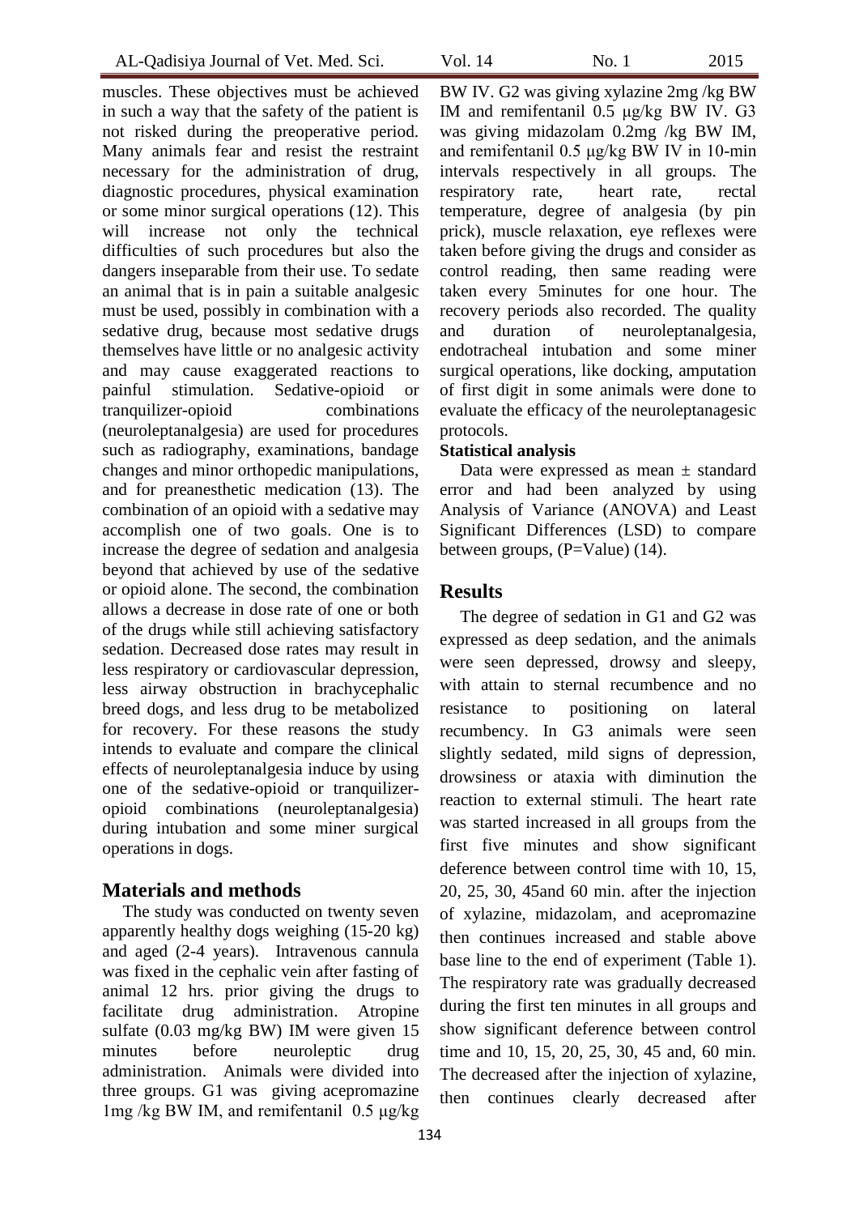muscles. These objectives must be achieved in such a way that the safety of the patient is not risked during the preoperative period. Many animals fear and resist the restraint necessary for the administration of drug, diagnostic procedures, physical examination or some minor surgical operations (12). This will increase not only the technical difficulties of such procedures but also the dangers inseparable from their use. To sedate an animal that is in pain a suitable analgesic must be used, possibly in combination with a sedative drug, because most sedative drugs themselves have little or no analgesic activity and may cause exaggerated reactions to painful stimulation. Sedative-opioid or tranquilizer-opioid combinations (neuroleptanalgesia) are used for procedures such as radiography, examinations, bandage changes and minor orthopedic manipulations, and for preanesthetic medication (13). The combination of an opioid with a sedative may accomplish one of two goals. One is to increase the degree of sedation and analgesia beyond that achieved by use of the sedative or opioid alone. The second, the combination allows a decrease in dose rate of one or both of the drugs while still achieving satisfactory sedation. Decreased dose rates may result in less respiratory or cardiovascular depression, less airway obstruction in brachycephalic breed dogs, and less drug to be metabolized for recovery. For these reasons the study intends to evaluate and compare the clinical effects of neuroleptanalgesia induce by using one of the sedative-opioid or tranquilizer-opioid combinations (neuroleptanalgesia) during intubation and some miner surgical operations in dogs.

## Materials and methods

The study was conducted on twenty seven apparently healthy dogs weighing (15-20 kg) and aged (2-4 years). Intravenous cannula was fixed in the cephalic vein after fasting of animal 12 hrs. prior giving the drugs to facilitate drug administration. Atropine sulfate (0.03 mg/kg BW) IM were given 15 minutes before neuroleptic drug administration. Animals were divided into three groups. G1 was giving acepromazine 1mg /kg BW IM, and remifentanil 0.5 μg/kg BW IV. G2 was giving xylazine 2mg /kg BW IM and remifentanil 0.5 μg/kg BW IV. G3 was giving midazolam 0.2mg /kg BW IM, and remifentanil 0.5 μg/kg BW IV in 10-min intervals respectively in all groups. The respiratory rate, heart rate, rectal temperature, degree of analgesia (by pin prick), muscle relaxation, eye reflexes were taken before giving the drugs and consider as control reading, then same reading were taken every 5minutes for one hour. The recovery periods also recorded. The quality and duration of neuroleptanalgesia, endotracheal intubation and some miner surgical operations, like docking, amputation of first digit in some animals were done to evaluate the efficacy of the neuroleptanagesic protocols.

**Statistical analysis**

Data were expressed as mean ± standard error and had been analyzed by using Analysis of Variance (ANOVA) and Least Significant Differences (LSD) to compare between groups, (P=Value) (14).

## Results

The degree of sedation in G1 and G2 was expressed as deep sedation, and the animals were seen depressed, drowsy and sleepy, with attain to sternal recumbence and no resistance to positioning on lateral recumbency. In G3 animals were seen slightly sedated, mild signs of depression, drowsiness or ataxia with diminution the reaction to external stimuli. The heart rate was started increased in all groups from the first five minutes and show significant deference between control time with 10, 15, 20, 25, 30, 45and 60 min. after the injection of xylazine, midazolam, and acepromazine then continues increased and stable above base line to the end of experiment (Table 1). The respiratory rate was gradually decreased during the first ten minutes in all groups and show significant deference between control time and 10, 15, 20, 25, 30, 45 and, 60 min. The decreased after the injection of xylazine, then continues clearly decreased after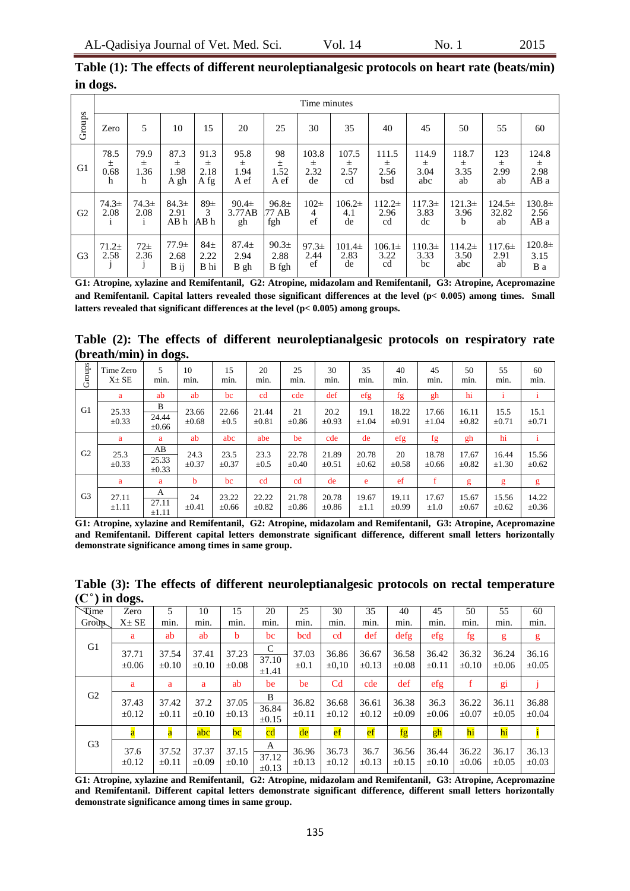**Table (1): The effects of different neuroleptianalgesic protocols on heart rate (beats/min) in dogs.**

| Groups | Time minutes | | | | | | | | | | | | |
|---|---|---|---|---|---|---|---|---|---|---|---|---|---|
| | Zero | 5 | 10 | 15 | 20 | 25 | 30 | 35 | 40 | 45 | 50 | 55 | 60 |
| G1 | 78.5 ± 0.68 h | 79.9 ± 1.36 h | 87.3 ± 1.98 A gh | 91.3 ± 2.18 A fg | 95.8 ± 1.94 A ef | 98 ± 1.52 A ef | 103.8 ± 2.32 de | 107.5 ± 2.57 cd | 111.5 ± 2.56 bsd | 114.9 ± 3.04 abc | 118.7 ± 3.35 ab | 123 ± 2.99 ab | 124.8 ± 2.98 AB a |
| G2 | 74.3± 2.08 i | 74.3± 2.08 i | 84.3± 2.91 AB h | 89± 3 AB h | 90.4± 3.77AB gh | 96.8± 77 AB fgh | 102± 4 ef | 106.2± 4.1 de | 112.2± 2.96 cd | 117.3± 3.83 dc | 121.3± 3.96 b | 124.5± 32.82 ab | 130.8± 2.56 AB a |
| G3 | 71.2± 2.58 j | 72± 2.36 j | 77.9± 2.68 B ij | 84± 2.22 B hi | 87.4± 2.94 B gh | 90.3± 2.88 B fgh | 97.3± 2.44 ef | 101.4± 2.83 de | 106.1± 3.22 cd | 110.3± 3.33 bc | 114.2± 3.50 abc | 117.6± 2.91 ab | 120.8± 3.15 B a |

**G1: Atropine, xylazine and Remifentanil, G2: Atropine, midazolam and Remifentanil, G3: Atropine, Acepromazine and Remifentanil. Capital latters revealed those significant differences at the level ($p < 0.005$) among times. Small latters revealed that significant differences at the level ($p < 0.005$) among groups.**

**Table (2): The effects of different neuroleptianalgesic protocols on respiratory rate (breath/min) in dogs.**

| Groups | Time Zero X± SE | 5 min. | 10 min. | 15 min. | 20 min. | 25 min. | 30 min. | 35 min. | 40 min. | 45 min. | 50 min. | 55 min. | 60 min. |
|---|---|---|---|---|---|---|---|---|---|---|---|---|---|
| G1 | a | ab | ab | bc | cd | cde | def | efg | fg | gh | hi | i | i |
| | 25.33 ±0.33 | B 24.44 ±0.66 | 23.66 ±0.68 | 22.66 ±0.5 | 21.44 ±0.81 | 21 ±0.86 | 20.2 ±0.93 | 19.1 ±1.04 | 18.22 ±0.91 | 17.66 ±1.04 | 16.11 ±0.82 | 15.5 ±0.71 | 15.1 ±0.71 |
| G2 | a | a | ab | abc | abe | be | cde | de | efg | fg | gh | hi | i |
| | 25.3 ±0.33 | AB 25.33 ±0.33 | 24.3 ±0.37 | 23.5 ±0.37 | 23.3 ±0.5 | 22.78 ±0.40 | 21.89 ±0.51 | 20.78 ±0.62 | 20 ±0.58 | 18.78 ±0.66 | 17.67 ±0.82 | 16.44 ±1.30 | 15.56 ±0.62 |
| G3 | a | a | b | bc | cd | cd | de | e | ef | f | g | g | g |
| | 27.11 ±1.11 | A 27.11 ±1.11 | 24 ±0.41 | 23.22 ±0.66 | 22.22 ±0.82 | 21.78 ±0.86 | 20.78 ±0.86 | 19.67 ±1.1 | 19.11 ±0.99 | 17.67 ±1.0 | 15.67 ±0.67 | 15.56 ±0.62 | 14.22 ±0.36 |

**G1: Atropine, xylazine and Remifentanil, G2: Atropine, midazolam and Remifentanil, G3: Atropine, Acepromazine and Remifentanil. Different capital letters demonstrate significant difference, different small letters horizontally demonstrate significance among times in same group.**

**Table (3): The effects of different neuroleptianalgesic protocols on rectal temperature (C°) in dogs.**

| Time / Group | Zero X± SE | 5 min. | 10 min. | 15 min. | 20 min. | 25 min. | 30 min. | 35 min. | 40 min. | 45 min. | 50 min. | 55 min. | 60 min. |
|---|---|---|---|---|---|---|---|---|---|---|---|---|---|
| G1 | a | ab | ab | b | bc | bcd | cd | def | defg | efg | fg | g | g |
| | 37.71 ±0.06 | 37.54 ±0.10 | 37.41 ±0.10 | 37.23 ±0.08 | C 37.10 ±1.41 | 37.03 ±0.1 | 36.86 ±0,10 | 36.67 ±0.13 | 36.58 ±0.08 | 36.42 ±0.11 | 36.32 ±0.10 | 36.24 ±0.06 | 36.16 ±0.05 |
| G2 | a | a | a | ab | be | be | Cd | cde | def | efg | f | gi | j |
| | 37.43 ±0.12 | 37.42 ±0.11 | 37.2 ±0.10 | 37.05 ±0.13 | B 36.84 ±0.15 | 36.82 ±0.11 | 36.68 ±0.12 | 36.61 ±0.12 | 36.38 ±0.09 | 36.3 ±0.06 | 36.22 ±0.07 | 36.11 ±0.05 | 36.88 ±0.04 |
| G3 | a | a | abc | bc | cd | de | ef | ef | fg | gh | hi | hi | i |
| | 37.6 ±0.12 | 37.52 ±0.11 | 37.37 ±0.09 | 37.15 ±0.10 | A 37.12 ±0.13 | 36.96 ±0.13 | 36.73 ±0.12 | 36.7 ±0.13 | 36.56 ±0.15 | 36.44 ±0.10 | 36.22 ±0.06 | 36.17 ±0.05 | 36.13 ±0.03 |

**G1: Atropine, xylazine and Remifentanil, G2: Atropine, midazolam and Remifentanil, G3: Atropine, Acepromazine and Remifentanil. Different capital letters demonstrate significant difference, different small letters horizontally demonstrate significance among times in same group.**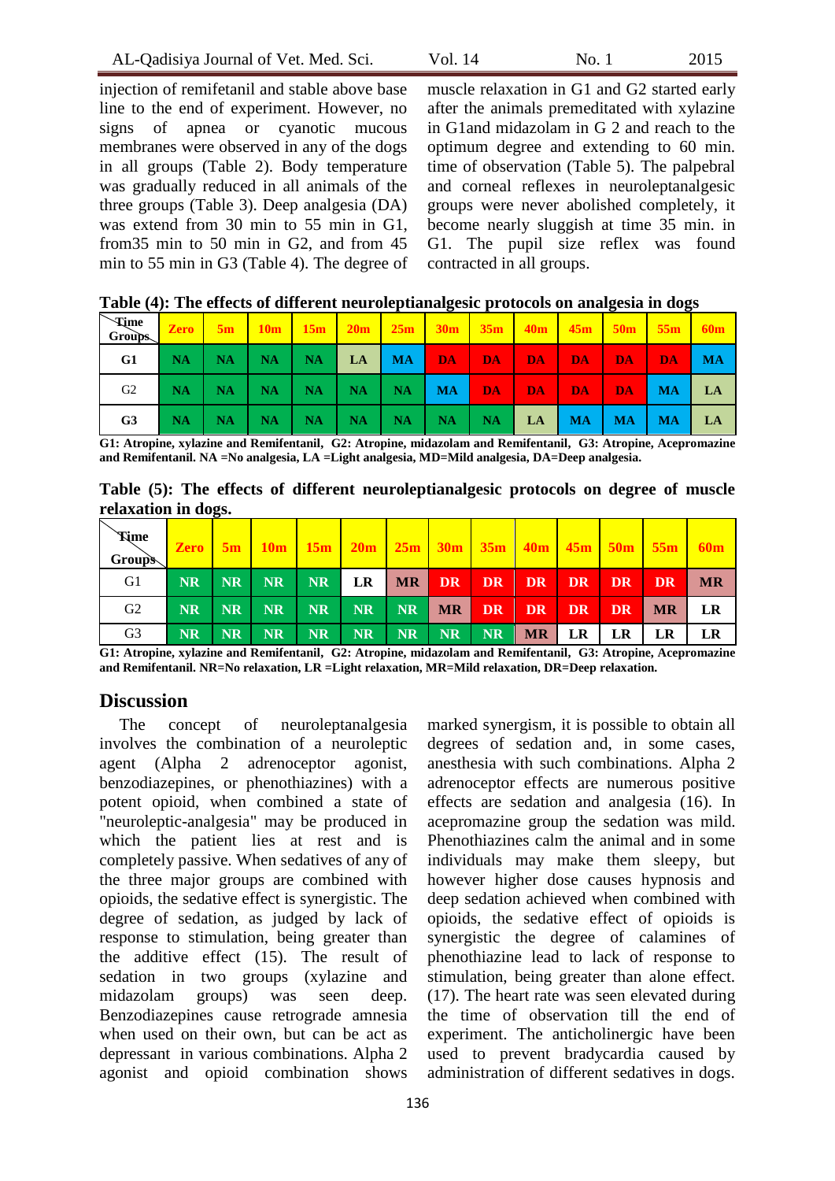injection of remifetanil and stable above base line to the end of experiment. However, no signs of apnea or cyanotic mucous membranes were observed in any of the dogs in all groups (Table 2). Body temperature was gradually reduced in all animals of the three groups (Table 3). Deep analgesia (DA) was extend from 30 min to 55 min in G1, from35 min to 50 min in G2, and from 45 min to 55 min in G3 (Table 4). The degree of muscle relaxation in G1 and G2 started early after the animals premeditated with xylazine in G1and midazolam in G 2 and reach to the optimum degree and extending to 60 min. time of observation (Table 5). The palpebral and corneal reflexes in neuroleptanalgesic groups were never abolished completely, it become nearly sluggish at time 35 min. in G1. The pupil size reflex was found contracted in all groups.

**Table (4): The effects of different neuroleptianalgesic protocols on analgesia in dogs**

| Time / Groups | Zero | 5m | 10m | 15m | 20m | 25m | 30m | 35m | 40m | 45m | 50m | 55m | 60m |
|---|---|---|---|---|---|---|---|---|---|---|---|---|---|
| **G1** | NA | NA | NA | NA | LA | MA | DA | DA | DA | DA | DA | DA | MA |
| G2 | NA | NA | NA | NA | NA | NA | MA | DA | DA | DA | DA | MA | LA |
| **G3** | NA | NA | NA | NA | NA | NA | NA | NA | LA | MA | MA | MA | LA |

**G1: Atropine, xylazine and Remifentanil, G2: Atropine, midazolam and Remifentanil, G3: Atropine, Acepromazine and Remifentanil. NA =No analgesia, LA =Light analgesia, MD=Mild analgesia, DA=Deep analgesia.**

**Table (5): The effects of different neuroleptianalgesic protocols on degree of muscle relaxation in dogs.**

| Time / Groups | Zero | 5m | 10m | 15m | 20m | 25m | 30m | 35m | 40m | 45m | 50m | 55m | 60m |
|---|---|---|---|---|---|---|---|---|---|---|---|---|---|
| G1 | NR | NR | NR | NR | LR | MR | DR | DR | DR | DR | DR | DR | MR |
| G2 | NR | NR | NR | NR | NR | NR | MR | DR | DR | DR | DR | MR | LR |
| G3 | NR | NR | NR | NR | NR | NR | NR | NR | MR | LR | LR | LR | LR |

**G1: Atropine, xylazine and Remifentanil, G2: Atropine, midazolam and Remifentanil, G3: Atropine, Acepromazine and Remifentanil. NR=No relaxation, LR =Light relaxation, MR=Mild relaxation, DR=Deep relaxation.**

## Discussion

The concept of neuroleptanalgesia involves the combination of a neuroleptic agent (Alpha 2 adrenoceptor agonist, benzodiazepines, or phenothiazines) with a potent opioid, when combined a state of "neuroleptic-analgesia" may be produced in which the patient lies at rest and is completely passive. When sedatives of any of the three major groups are combined with opioids, the sedative effect is synergistic. The degree of sedation, as judged by lack of response to stimulation, being greater than the additive effect (15). The result of sedation in two groups (xylazine and midazolam groups) was seen deep. Benzodiazepines cause retrograde amnesia when used on their own, but can be act as depressant in various combinations. Alpha 2 agonist and opioid combination shows marked synergism, it is possible to obtain all degrees of sedation and, in some cases, anesthesia with such combinations. Alpha 2 adrenoceptor effects are numerous positive effects are sedation and analgesia (16). In acepromazine group the sedation was mild. Phenothiazines calm the animal and in some individuals may make them sleepy, but however higher dose causes hypnosis and deep sedation achieved when combined with opioids, the sedative effect of opioids is synergistic the degree of calamines of phenothiazine lead to lack of response to stimulation, being greater than alone effect. (17). The heart rate was seen elevated during the time of observation till the end of experiment. The anticholinergic have been used to prevent bradycardia caused by administration of different sedatives in dogs.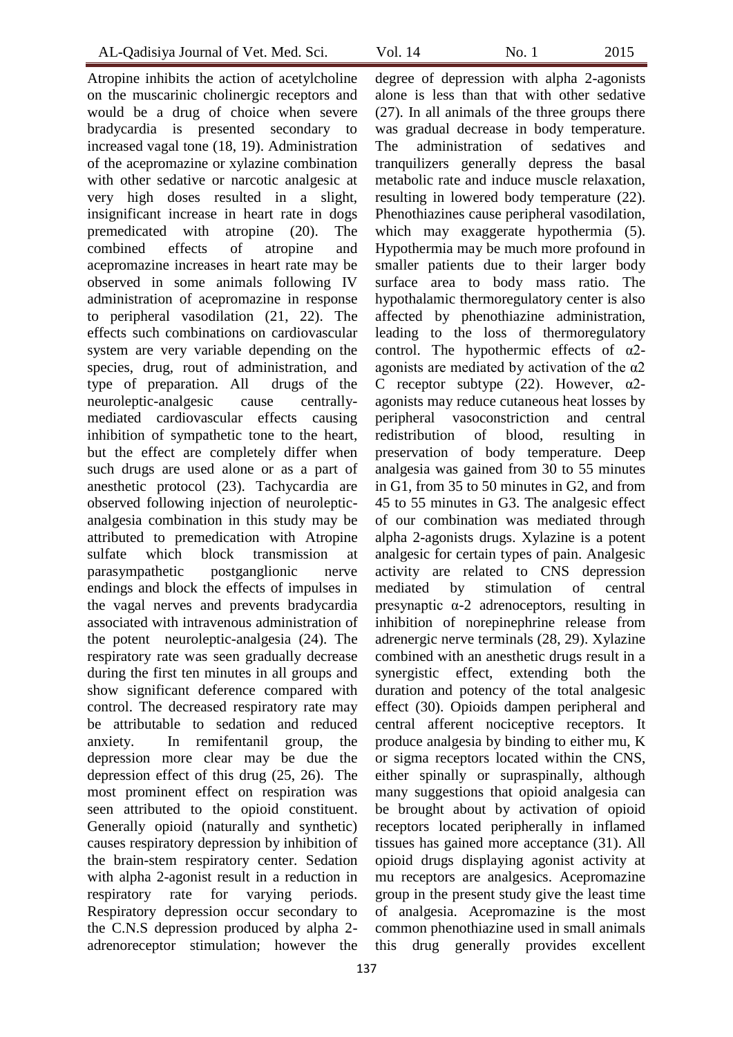Atropine inhibits the action of acetylcholine on the muscarinic cholinergic receptors and would be a drug of choice when severe bradycardia is presented secondary to increased vagal tone (18, 19). Administration of the acepromazine or xylazine combination with other sedative or narcotic analgesic at very high doses resulted in a slight, insignificant increase in heart rate in dogs premedicated with atropine (20). The combined effects of atropine and acepromazine increases in heart rate may be observed in some animals following IV administration of acepromazine in response to peripheral vasodilation (21, 22). The effects such combinations on cardiovascular system are very variable depending on the species, drug, rout of administration, and type of preparation. All drugs of the neuroleptic-analgesic cause centrally-mediated cardiovascular effects causing inhibition of sympathetic tone to the heart, but the effect are completely differ when such drugs are used alone or as a part of anesthetic protocol (23). Tachycardia are observed following injection of neuroleptic-analgesia combination in this study may be attributed to premedication with Atropine sulfate which block transmission at parasympathetic postganglionic nerve endings and block the effects of impulses in the vagal nerves and prevents bradycardia associated with intravenous administration of the potent neuroleptic-analgesia (24). The respiratory rate was seen gradually decrease during the first ten minutes in all groups and show significant deference compared with control. The decreased respiratory rate may be attributable to sedation and reduced anxiety. In remifentanil group, the depression more clear may be due the depression effect of this drug (25, 26). The most prominent effect on respiration was seen attributed to the opioid constituent. Generally opioid (naturally and synthetic) causes respiratory depression by inhibition of the brain-stem respiratory center. Sedation with alpha 2-agonist result in a reduction in respiratory rate for varying periods. Respiratory depression occur secondary to the C.N.S depression produced by alpha 2-adrenoreceptor stimulation; however the degree of depression with alpha 2-agonists alone is less than that with other sedative (27). In all animals of the three groups there was gradual decrease in body temperature. The administration of sedatives and tranquilizers generally depress the basal metabolic rate and induce muscle relaxation, resulting in lowered body temperature (22). Phenothiazines cause peripheral vasodilation, which may exaggerate hypothermia (5). Hypothermia may be much more profound in smaller patients due to their larger body surface area to body mass ratio. The hypothalamic thermoregulatory center is also affected by phenothiazine administration, leading to the loss of thermoregulatory control. The hypothermic effects of α2-agonists are mediated by activation of the α2 C receptor subtype (22). However, α2-agonists may reduce cutaneous heat losses by peripheral vasoconstriction and central redistribution of blood, resulting in preservation of body temperature. Deep analgesia was gained from 30 to 55 minutes in G1, from 35 to 50 minutes in G2, and from 45 to 55 minutes in G3. The analgesic effect of our combination was mediated through alpha 2-agonists drugs. Xylazine is a potent analgesic for certain types of pain. Analgesic activity are related to CNS depression mediated by stimulation of central presynaptic α-2 adrenoceptors, resulting in inhibition of norepinephrine release from adrenergic nerve terminals (28, 29). Xylazine combined with an anesthetic drugs result in a synergistic effect, extending both the duration and potency of the total analgesic effect (30). Opioids dampen peripheral and central afferent nociceptive receptors. It produce analgesia by binding to either mu, K or sigma receptors located within the CNS, either spinally or supraspinally, although many suggestions that opioid analgesia can be brought about by activation of opioid receptors located peripherally in inflamed tissues has gained more acceptance (31). All opioid drugs displaying agonist activity at mu receptors are analgesics. Acepromazine group in the present study give the least time of analgesia. Acepromazine is the most common phenothiazine used in small animals this drug generally provides excellent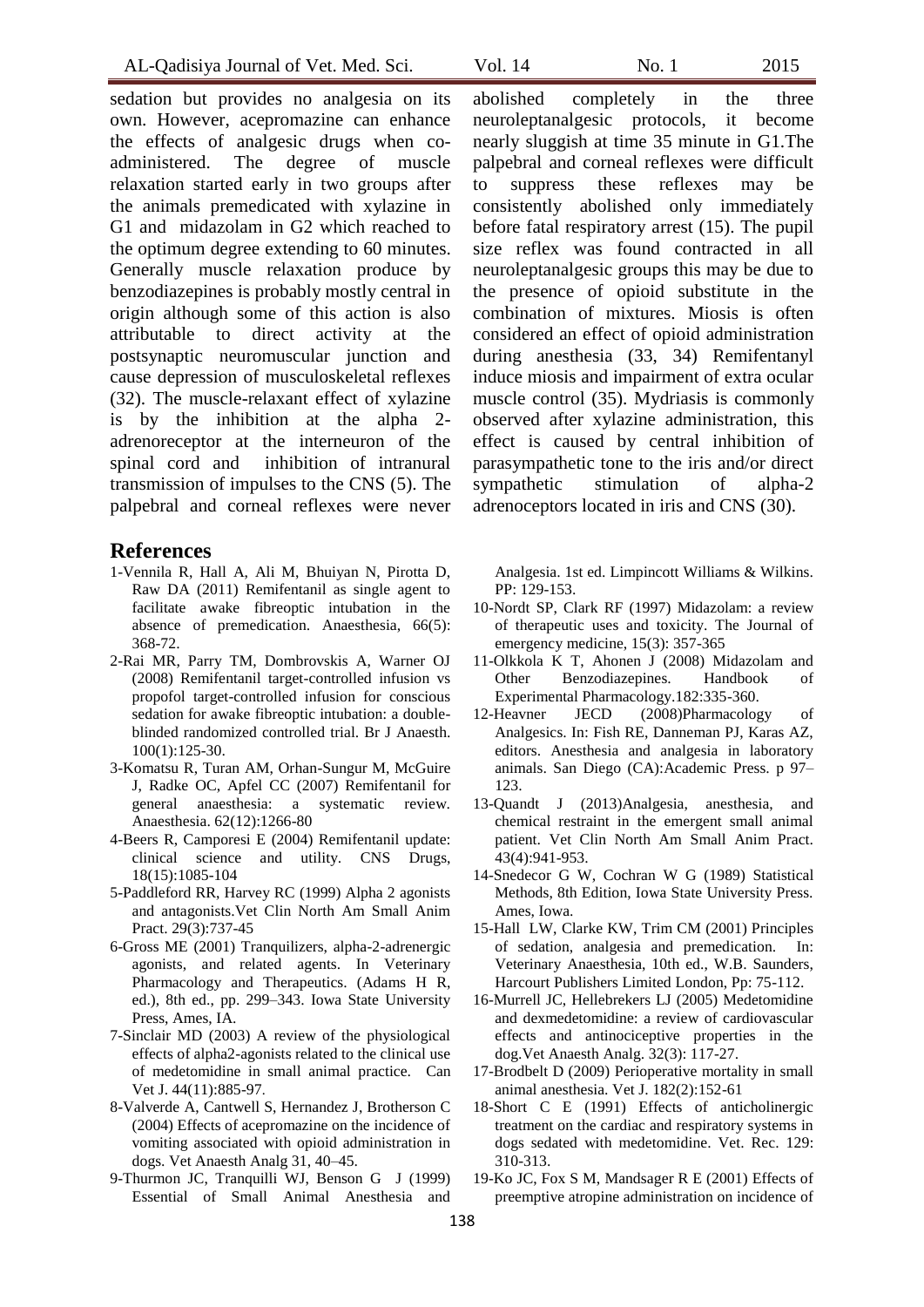sedation but provides no analgesia on its own. However, acepromazine can enhance the effects of analgesic drugs when co-administered. The degree of muscle relaxation started early in two groups after the animals premedicated with xylazine in G1 and midazolam in G2 which reached to the optimum degree extending to 60 minutes. Generally muscle relaxation produce by benzodiazepines is probably mostly central in origin although some of this action is also attributable to direct activity at the postsynaptic neuromuscular junction and cause depression of musculoskeletal reflexes (32). The muscle-relaxant effect of xylazine is by the inhibition at the alpha 2-adrenoreceptor at the interneuron of the spinal cord and inhibition of intranural transmission of impulses to the CNS (5). The palpebral and corneal reflexes were never abolished completely in the three neuroleptanalgesic protocols, it become nearly sluggish at time 35 minute in G1.The palpebral and corneal reflexes were difficult to suppress these reflexes may be consistently abolished only immediately before fatal respiratory arrest (15). The pupil size reflex was found contracted in all neuroleptanalgesic groups this may be due to the presence of opioid substitute in the combination of mixtures. Miosis is often considered an effect of opioid administration during anesthesia (33, 34) Remifentanyl induce miosis and impairment of extra ocular muscle control (35). Mydriasis is commonly observed after xylazine administration, this effect is caused by central inhibition of parasympathetic tone to the iris and/or direct sympathetic stimulation of alpha-2 adrenoceptors located in iris and CNS (30).

## References

1-Vennila R, Hall A, Ali M, Bhuiyan N, Pirotta D, Raw DA (2011) Remifentanil as single agent to facilitate awake fibreoptic intubation in the absence of premedication. Anaesthesia, 66(5): 368-72.

2-Rai MR, Parry TM, Dombrovskis A, Warner OJ (2008) Remifentanil target-controlled infusion vs propofol target-controlled infusion for conscious sedation for awake fibreoptic intubation: a double-blinded randomized controlled trial. Br J Anaesth. 100(1):125-30.

3-Komatsu R, Turan AM, Orhan-Sungur M, McGuire J, Radke OC, Apfel CC (2007) Remifentanil for general anaesthesia: a systematic review. Anaesthesia. 62(12):1266-80

4-Beers R, Camporesi E (2004) Remifentanil update: clinical science and utility. CNS Drugs, 18(15):1085-104

5-Paddleford RR, Harvey RC (1999) Alpha 2 agonists and antagonists.Vet Clin North Am Small Anim Pract. 29(3):737-45

6-Gross ME (2001) Tranquilizers, alpha-2-adrenergic agonists, and related agents. In Veterinary Pharmacology and Therapeutics. (Adams H R, ed.), 8th ed., pp. 299–343. Iowa State University Press, Ames, IA.

7-Sinclair MD (2003) A review of the physiological effects of alpha2-agonists related to the clinical use of medetomidine in small animal practice. Can Vet J. 44(11):885-97.

8-Valverde A, Cantwell S, Hernandez J, Brotherson C (2004) Effects of acepromazine on the incidence of vomiting associated with opioid administration in dogs. Vet Anaesth Analg 31, 40–45.

9-Thurmon JC, Tranquilli WJ, Benson G J (1999) Essential of Small Animal Anesthesia and Analgesia. 1st ed. Limpincott Williams & Wilkins. PP: 129-153.

10-Nordt SP, Clark RF (1997) Midazolam: a review of therapeutic uses and toxicity. The Journal of emergency medicine, 15(3): 357-365

11-Olkkola K T, Ahonen J (2008) Midazolam and Other Benzodiazepines. Handbook of Experimental Pharmacology.182:335-360.

12-Heavner JECD (2008)Pharmacology of Analgesics. In: Fish RE, Danneman PJ, Karas AZ, editors. Anesthesia and analgesia in laboratory animals. San Diego (CA):Academic Press. p 97–123.

13-Quandt J (2013)Analgesia, anesthesia, and chemical restraint in the emergent small animal patient. Vet Clin North Am Small Anim Pract. 43(4):941-953.

14-Snedecor G W, Cochran W G (1989) Statistical Methods, 8th Edition, Iowa State University Press. Ames, Iowa.

15-Hall LW, Clarke KW, Trim CM (2001) Principles of sedation, analgesia and premedication. In: Veterinary Anaesthesia, 10th ed., W.B. Saunders, Harcourt Publishers Limited London, Pp: 75-112.

16-Murrell JC, Hellebrekers LJ (2005) Medetomidine and dexmedetomidine: a review of cardiovascular effects and antinociceptive properties in the dog.Vet Anaesth Analg. 32(3): 117-27.

17-Brodbelt D (2009) Perioperative mortality in small animal anesthesia. Vet J. 182(2):152-61

18-Short C E (1991) Effects of anticholinergic treatment on the cardiac and respiratory systems in dogs sedated with medetomidine. Vet. Rec. 129: 310-313.

19-Ko JC, Fox S M, Mandsager R E (2001) Effects of preemptive atropine administration on incidence of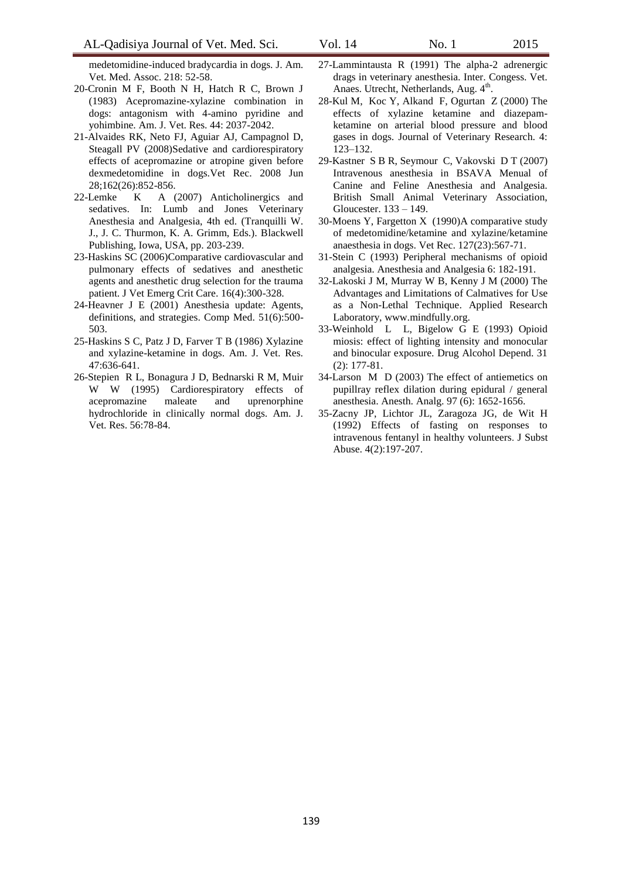medetomidine-induced bradycardia in dogs. J. Am. Vet. Med. Assoc. 218: 52-58.

20-Cronin M F, Booth N H, Hatch R C, Brown J (1983) Acepromazine-xylazine combination in dogs: antagonism with 4-amino pyridine and yohimbine. Am. J. Vet. Res. 44: 2037-2042.

21-Alvaides RK, Neto FJ, Aguiar AJ, Campagnol D, Steagall PV (2008)Sedative and cardiorespiratory effects of acepromazine or atropine given before dexmedetomidine in dogs.Vet Rec. 2008 Jun 28;162(26):852-856.

22-Lemke K A (2007) Anticholinergics and sedatives. In: Lumb and Jones Veterinary Anesthesia and Analgesia, 4th ed. (Tranquilli W. J., J. C. Thurmon, K. A. Grimm, Eds.). Blackwell Publishing, Iowa, USA, pp. 203-239.

23-Haskins SC (2006)Comparative cardiovascular and pulmonary effects of sedatives and anesthetic agents and anesthetic drug selection for the trauma patient. J Vet Emerg Crit Care. 16(4):300-328.

24-Heavner J E (2001) Anesthesia update: Agents, definitions, and strategies. Comp Med. 51(6):500-503.

25-Haskins S C, Patz J D, Farver T B (1986) Xylazine and xylazine-ketamine in dogs. Am. J. Vet. Res. 47:636-641.

26-Stepien R L, Bonagura J D, Bednarski R M, Muir W W (1995) Cardiorespiratory effects of acepromazine maleate and uprenorphine hydrochloride in clinically normal dogs. Am. J. Vet. Res. 56:78-84.

27-Lammintausta R (1991) The alpha-2 adrenergic drags in veterinary anesthesia. Inter. Congess. Vet. Anaes. Utrecht, Netherlands, Aug. 4th.

28-Kul M, Koc Y, Alkand F, Ogurtan Z (2000) The effects of xylazine ketamine and diazepam-ketamine on arterial blood pressure and blood gases in dogs. Journal of Veterinary Research. 4: 123–132.

29-Kastner S B R, Seymour C, Vakovski D T (2007) Intravenous anesthesia in BSAVA Menual of Canine and Feline Anesthesia and Analgesia. British Small Animal Veterinary Association, Gloucester. 133 – 149.

30-Moens Y, Fargetton X (1990)A comparative study of medetomidine/ketamine and xylazine/ketamine anaesthesia in dogs. Vet Rec. 127(23):567-71.

31-Stein C (1993) Peripheral mechanisms of opioid analgesia. Anesthesia and Analgesia 6: 182-191.

32-Lakoski J M, Murray W B, Kenny J M (2000) The Advantages and Limitations of Calmatives for Use as a Non-Lethal Technique. Applied Research Laboratory, www.mindfully.org.

33-Weinhold L L, Bigelow G E (1993) Opioid miosis: effect of lighting intensity and monocular and binocular exposure. Drug Alcohol Depend. 31 (2): 177-81.

34-Larson M D (2003) The effect of antiemetics on pupillray reflex dilation during epidural / general anesthesia. Anesth. Analg. 97 (6): 1652-1656.

35-Zacny JP, Lichtor JL, Zaragoza JG, de Wit H (1992) Effects of fasting on responses to intravenous fentanyl in healthy volunteers. J Subst Abuse. 4(2):197-207.